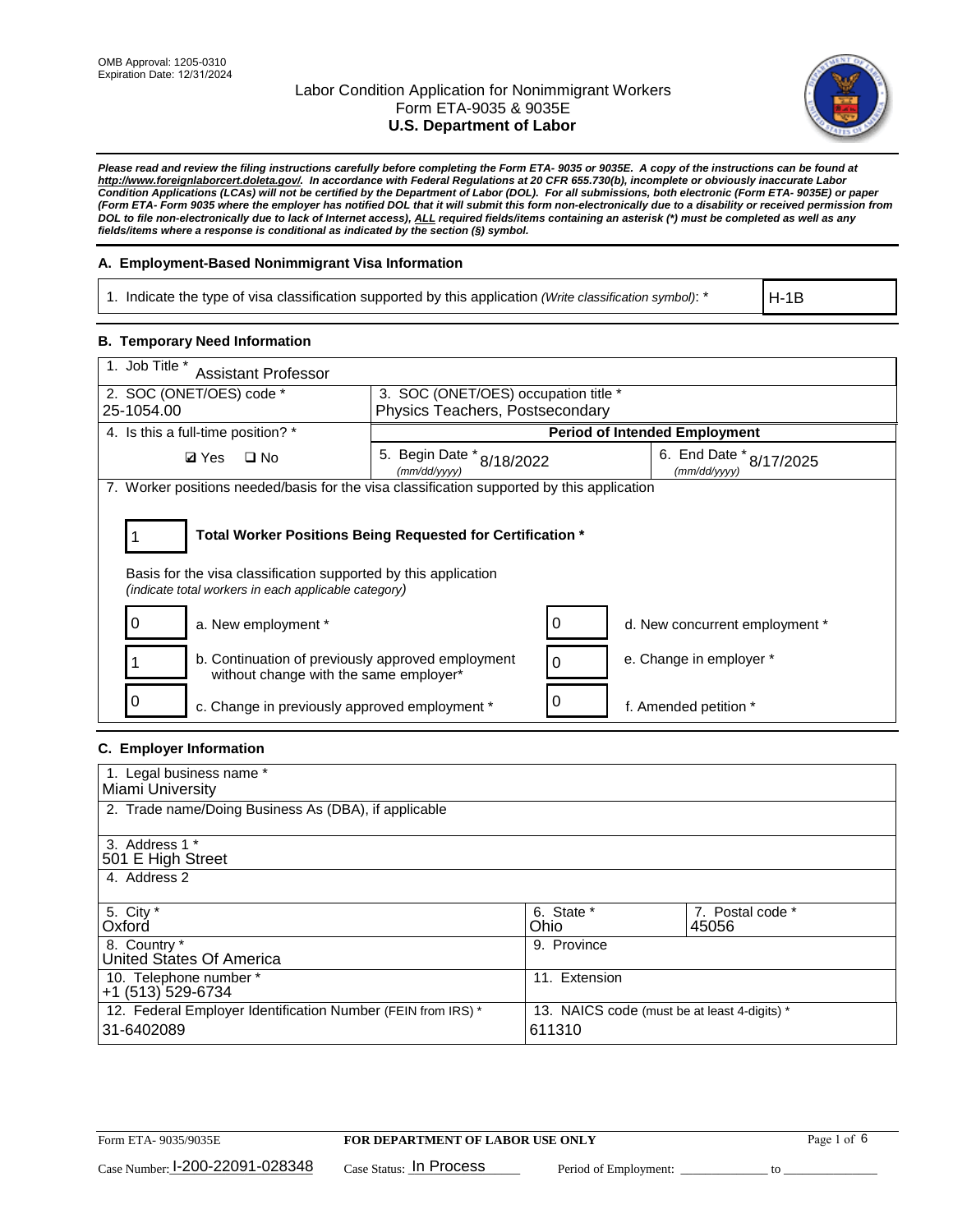OMB Approval: 1205-0310
Expiration Date: 12/31/2024

# Labor Condition Application for Nonimmigrant Workers
## Form ETA-9035 & 9035E
## U.S. Department of Labor

***Please read and review the filing instructions carefully before completing the Form ETA- 9035 or 9035E. A copy of the instructions can be found at http://www.foreignlaborcert.doleta.gov/. In accordance with Federal Regulations at 20 CFR 655.730(b), incomplete or obviously inaccurate Labor Condition Applications (LCAs) will not be certified by the Department of Labor (DOL). For all submissions, both electronic (Form ETA- 9035E) or paper (Form ETA- Form 9035 where the employer has notified DOL that it will submit this form non-electronically due to a disability or received permission from DOL to file non-electronically due to lack of Internet access), ALL required fields/items containing an asterisk (*) must be completed as well as any fields/items where a response is conditional as indicated by the section (§) symbol.***

### A. Employment-Based Nonimmigrant Visa Information

| 1. Indicate the type of visa classification supported by this application *(Write classification symbol)*: * | H-1B |
|---|---|

### B. Temporary Need Information

| 1. Job Title * Assistant Professor | | |
|---|---|---|
| 2. SOC (ONET/OES) code * 25-1054.00 | 3. SOC (ONET/OES) occupation title * Physics Teachers, Postsecondary | |
| 4. Is this a full-time position? * | **Period of Intended Employment** | |
| ☑ Yes ☐ No | 5. Begin Date * (mm/dd/yyyy) 8/18/2022 | 6. End Date * (mm/dd/yyyy) 8/17/2025 |

7. Worker positions needed/basis for the visa classification supported by this application

**1 — Total Worker Positions Being Requested for Certification ***

Basis for the visa classification supported by this application
*(indicate total workers in each applicable category)*

| Count | Category | Count | Category |
|---|---|---|---|
| 0 | a. New employment * | 0 | d. New concurrent employment * |
| 1 | b. Continuation of previously approved employment without change with the same employer* | 0 | e. Change in employer * |
| 0 | c. Change in previously approved employment * | 0 | f. Amended petition * |

### C. Employer Information

| 1. Legal business name * Miami University | | |
|---|---|---|
| 2. Trade name/Doing Business As (DBA), if applicable | | |
| 3. Address 1 * 501 E High Street | | |
| 4. Address 2 | | |
| 5. City * Oxford | 6. State * Ohio | 7. Postal code * 45056 |
| 8. Country * United States Of America | 9. Province | |
| 10. Telephone number * +1 (513) 529-6734 | 11. Extension | |
| 12. Federal Employer Identification Number (FEIN from IRS) * 31-6402089 | 13. NAICS code (must be at least 4-digits) * 611310 | |

Form ETA- 9035/9035E — **FOR DEPARTMENT OF LABOR USE ONLY**

Case Number: I-200-22091-028348 Case Status: In Process Period of Employment: _____________ to _____________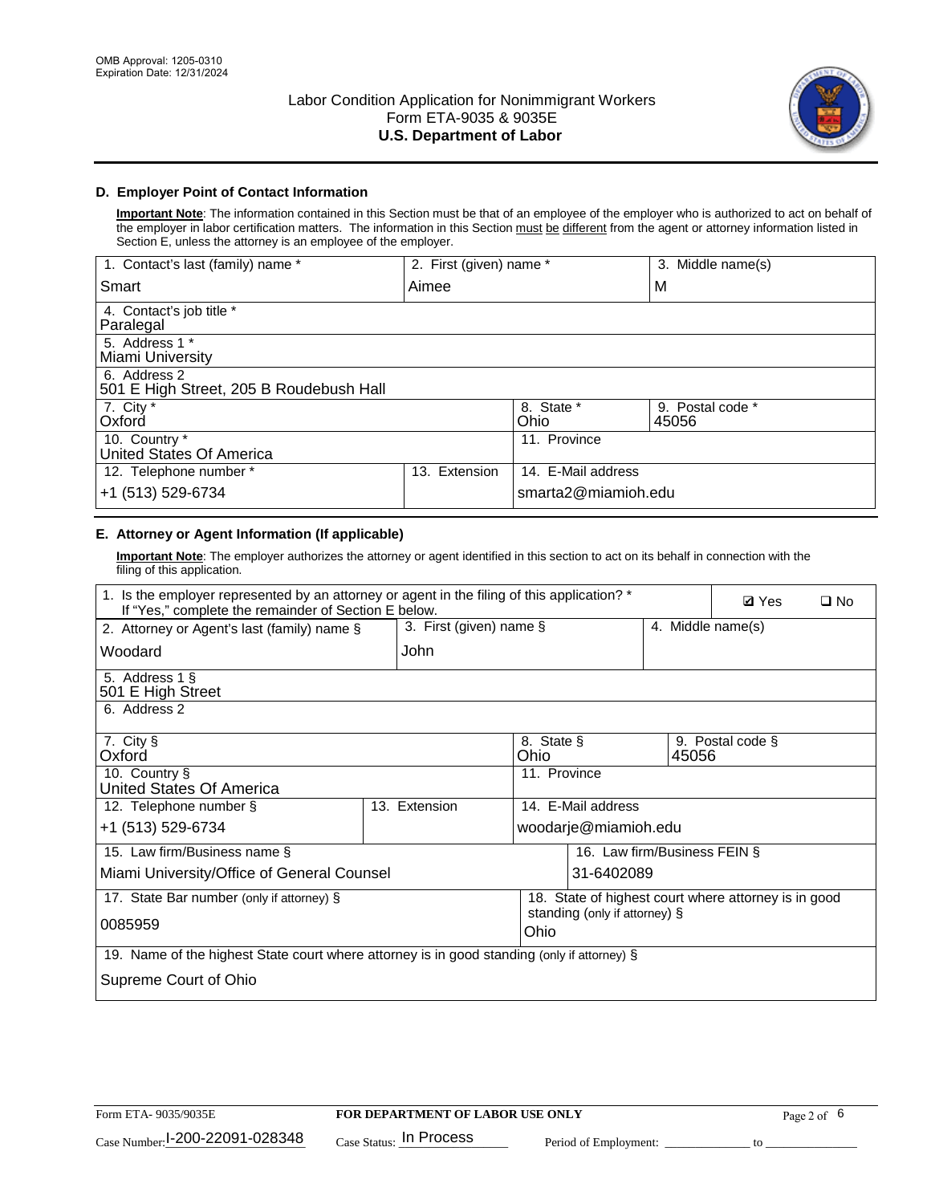OMB Approval: 1205-0310
Expiration Date: 12/31/2024

# Labor Condition Application for Nonimmigrant Workers
## Form ETA-9035 & 9035E
## U.S. Department of Labor

### D. Employer Point of Contact Information

**Important Note**: The information contained in this Section must be that of an employee of the employer who is authorized to act on behalf of the employer in labor certification matters. The information in this Section must be different from the agent or attorney information listed in Section E, unless the attorney is an employee of the employer.

| 1. Contact's last (family) name * | 2. First (given) name * | 3. Middle name(s) |
|---|---|---|
| Smart | Aimee | M |
| 4. Contact's job title * Paralegal | | |
| 5. Address 1 * Miami University | | |
| 6. Address 2 501 E High Street, 205 B Roudebush Hall | | |
| 7. City * Oxford | 8. State * Ohio | 9. Postal code * 45056 |
| 10. Country * United States Of America | 11. Province | |
| 12. Telephone number * +1 (513) 529-6734 | 13. Extension | 14. E-Mail address smarta2@miamioh.edu |

### E. Attorney or Agent Information (If applicable)

**Important Note**: The employer authorizes the attorney or agent identified in this section to act on its behalf in connection with the filing of this application.

| 1. Is the employer represented by an attorney or agent in the filing of this application? * If "Yes," complete the remainder of Section E below. | | ☑ Yes ☐ No |
|---|---|---|
| 2. Attorney or Agent's last (family) name § Woodard | 3. First (given) name § John | 4. Middle name(s) |
| 5. Address 1 § 501 E High Street | | |
| 6. Address 2 | | |
| 7. City § Oxford | 8. State § Ohio | 9. Postal code § 45056 |
| 10. Country § United States Of America | 11. Province | |
| 12. Telephone number § +1 (513) 529-6734 | 13. Extension | 14. E-Mail address woodarje@miamioh.edu |
| 15. Law firm/Business name § Miami University/Office of General Counsel | | 16. Law firm/Business FEIN § 31-6402089 |
| 17. State Bar number (only if attorney) § 0085959 | | 18. State of highest court where attorney is in good standing (only if attorney) § Ohio |
| 19. Name of the highest State court where attorney is in good standing (only if attorney) § Supreme Court of Ohio | | |

Form ETA- 9035/9035E | **FOR DEPARTMENT OF LABOR USE ONLY**

Case Number: I-200-22091-028348 Case Status: In Process Period of Employment: _____________ to _______________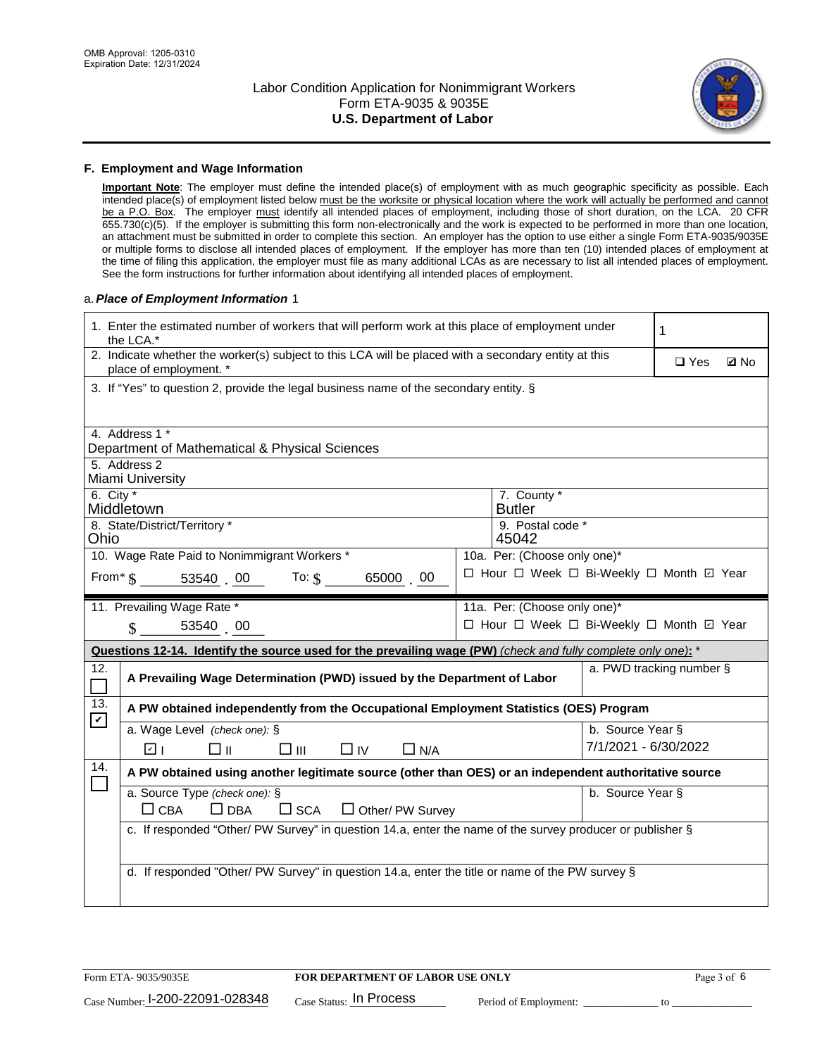## F. Employment and Wage Information

**Important Note**: The employer must define the intended place(s) of employment with as much geographic specificity as possible. Each intended place(s) of employment listed below must be the worksite or physical location where the work will actually be performed and cannot be a P.O. Box. The employer must identify all intended places of employment, including those of short duration, on the LCA. 20 CFR 655.730(c)(5). If the employer is submitting this form non-electronically and the work is expected to be performed in more than one location, an attachment must be submitted in order to complete this section. An employer has the option to use either a single Form ETA-9035/9035E or multiple forms to disclose all intended places of employment. If the employer has more than ten (10) intended places of employment at the time of filing this application, the employer must file as many additional LCAs as are necessary to list all intended places of employment. See the form instructions for further information about identifying all intended places of employment.

a. *Place of Employment Information* 1

| | |
|---|---|
| 1. Enter the estimated number of workers that will perform work at this place of employment under the LCA.* | 1 |
| 2. Indicate whether the worker(s) subject to this LCA will be placed with a secondary entity at this place of employment. * | ☐ Yes ☑ No |
| 3. If "Yes" to question 2, provide the legal business name of the secondary entity. § | |
| 4. Address 1 * Department of Mathematical & Physical Sciences | |
| 5. Address 2 Miami University | |
| 6. City * Middletown | 7. County * Butler |
| 8. State/District/Territory * Ohio | 9. Postal code * 45042 |
| 10. Wage Rate Paid to Nonimmigrant Workers * From* $ 53540 . 00 To: $ 65000 . 00 | 10a. Per: (Choose only one)* ☐ Hour ☐ Week ☐ Bi-Weekly ☐ Month ☑ Year |
| 11. Prevailing Wage Rate * $ 53540 . 00 | 11a. Per: (Choose only one)* ☐ Hour ☐ Week ☐ Bi-Weekly ☐ Month ☑ Year |

**Questions 12-14. Identify the source used for the prevailing wage (PW)** *(check and fully complete only one)*: *

| | | |
|---|---|---|
| 12. ☐ | **A Prevailing Wage Determination (PWD) issued by the Department of Labor** | a. PWD tracking number § |
| 13. ☑ | **A PW obtained independently from the Occupational Employment Statistics (OES) Program** | |
| | a. Wage Level *(check one)*: § ☑ I ☐ II ☐ III ☐ IV ☐ N/A | b. Source Year § 7/1/2021 - 6/30/2022 |
| 14. ☐ | **A PW obtained using another legitimate source (other than OES) or an independent authoritative source** | |
| | a. Source Type *(check one)*: § ☐ CBA ☐ DBA ☐ SCA ☐ Other/ PW Survey | b. Source Year § |
| | c. If responded "Other/ PW Survey" in question 14.a, enter the name of the survey producer or publisher § | |
| | d. If responded "Other/ PW Survey" in question 14.a, enter the title or name of the PW survey § | |

Form ETA- 9035/9035E | **FOR DEPARTMENT OF LABOR USE ONLY**

Case Number: I-200-22091-028348 Case Status: In Process Period of Employment: _____________ to _______________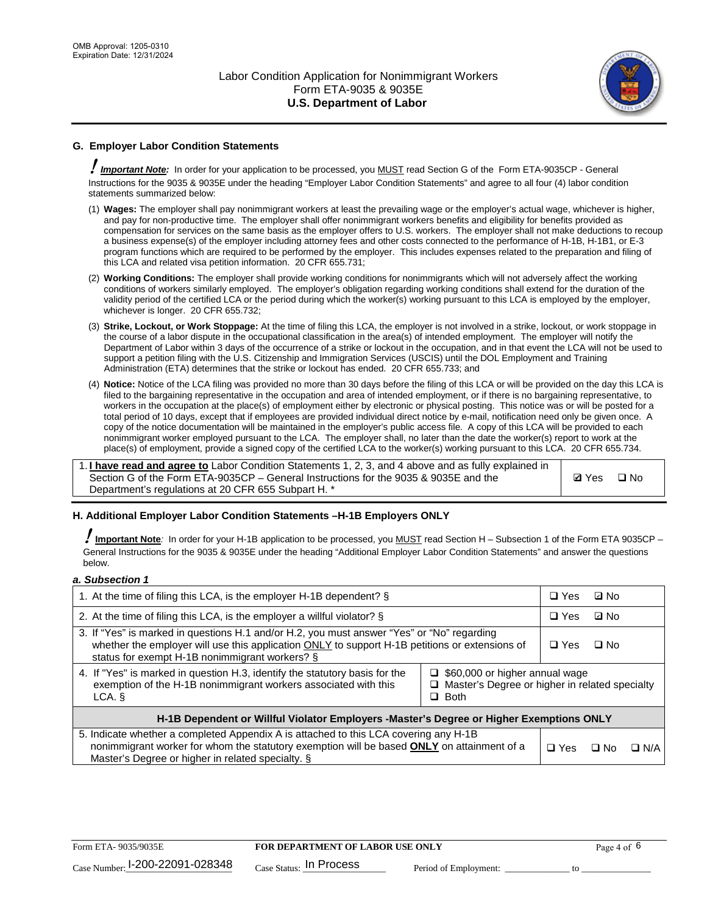## G. Employer Labor Condition Statements

! ***Important Note:*** In order for your application to be processed, you MUST read Section G of the Form ETA-9035CP - General Instructions for the 9035 & 9035E under the heading "Employer Labor Condition Statements" and agree to all four (4) labor condition statements summarized below:

(1) **Wages:** The employer shall pay nonimmigrant workers at least the prevailing wage or the employer's actual wage, whichever is higher, and pay for non-productive time. The employer shall offer nonimmigrant workers benefits and eligibility for benefits provided as compensation for services on the same basis as the employer offers to U.S. workers. The employer shall not make deductions to recoup a business expense(s) of the employer including attorney fees and other costs connected to the performance of H-1B, H-1B1, or E-3 program functions which are required to be performed by the employer. This includes expenses related to the preparation and filing of this LCA and related visa petition information. 20 CFR 655.731;

(2) **Working Conditions:** The employer shall provide working conditions for nonimmigrants which will not adversely affect the working conditions of workers similarly employed. The employer's obligation regarding working conditions shall extend for the duration of the validity period of the certified LCA or the period during which the worker(s) working pursuant to this LCA is employed by the employer, whichever is longer. 20 CFR 655.732;

(3) **Strike, Lockout, or Work Stoppage:** At the time of filing this LCA, the employer is not involved in a strike, lockout, or work stoppage in the course of a labor dispute in the occupational classification in the area(s) of intended employment. The employer will notify the Department of Labor within 3 days of the occurrence of a strike or lockout in the occupation, and in that event the LCA will not be used to support a petition filing with the U.S. Citizenship and Immigration Services (USCIS) until the DOL Employment and Training Administration (ETA) determines that the strike or lockout has ended. 20 CFR 655.733; and

(4) **Notice:** Notice of the LCA filing was provided no more than 30 days before the filing of this LCA or will be provided on the day this LCA is filed to the bargaining representative in the occupation and area of intended employment, or if there is no bargaining representative, to workers in the occupation at the place(s) of employment either by electronic or physical posting. This notice was or will be posted for a total period of 10 days, except that if employees are provided individual direct notice by e-mail, notification need only be given once. A copy of the notice documentation will be maintained in the employer's public access file. A copy of this LCA will be provided to each nonimmigrant worker employed pursuant to the LCA. The employer shall, no later than the date the worker(s) report to work at the place(s) of employment, provide a signed copy of the certified LCA to the worker(s) working pursuant to this LCA. 20 CFR 655.734.

| | |
|---|---|
| 1. **I have read and agree to** Labor Condition Statements 1, 2, 3, and 4 above and as fully explained in Section G of the Form ETA-9035CP – General Instructions for the 9035 & 9035E and the Department's regulations at 20 CFR 655 Subpart H. * | ☑ Yes ☐ No |

## H. Additional Employer Labor Condition Statements –H-1B Employers ONLY

! **Important Note**: In order for your H-1B application to be processed, you MUST read Section H – Subsection 1 of the Form ETA 9035CP – General Instructions for the 9035 & 9035E under the heading "Additional Employer Labor Condition Statements" and answer the questions below.

***a. Subsection 1***

| | |
|---|---|
| 1. At the time of filing this LCA, is the employer H-1B dependent? § | ☐ Yes ☑ No |
| 2. At the time of filing this LCA, is the employer a willful violator? § | ☐ Yes ☑ No |
| 3. If "Yes" is marked in questions H.1 and/or H.2, you must answer "Yes" or "No" regarding whether the employer will use this application ONLY to support H-1B petitions or extensions of status for exempt H-1B nonimmigrant workers? § | ☐ Yes ☐ No |
| 4. If "Yes" is marked in question H.3, identify the statutory basis for the exemption of the H-1B nonimmigrant workers associated with this LCA. § | ☐ $60,000 or higher annual wage<br>☐ Master's Degree or higher in related specialty<br>☐ Both |
| **H-1B Dependent or Willful Violator Employers -Master's Degree or Higher Exemptions ONLY** | |
| 5. Indicate whether a completed Appendix A is attached to this LCA covering any H-1B nonimmigrant worker for whom the statutory exemption will be based **ONLY** on attainment of a Master's Degree or higher in related specialty. § | ☐ Yes ☐ No ☐ N/A |

Form ETA- 9035/9035E | **FOR DEPARTMENT OF LABOR USE ONLY**

Case Number: I-200-22091-028348 Case Status: In Process Period of Employment: _____________ to _______________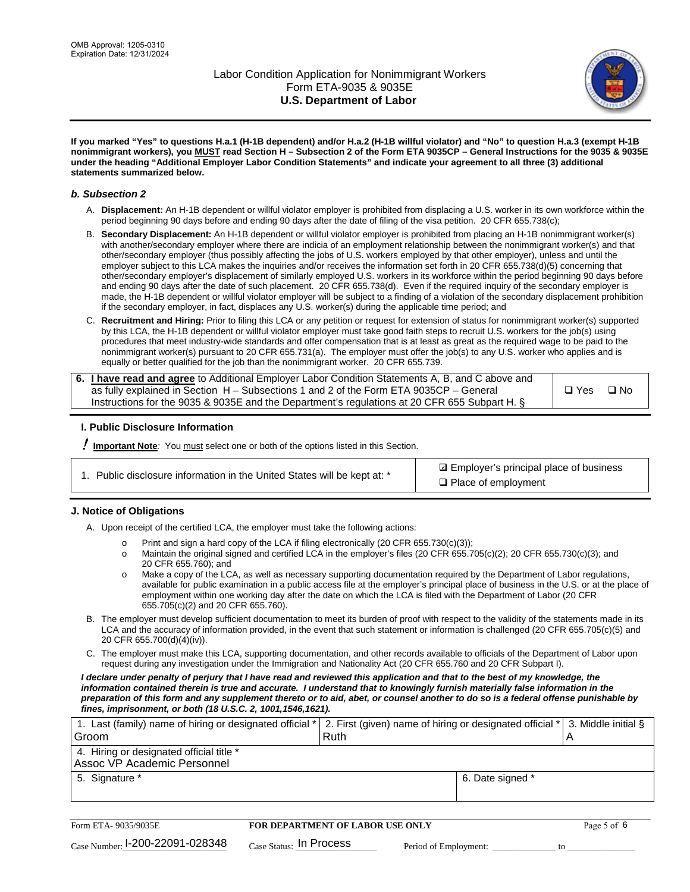If you marked "Yes" to questions H.a.1 (H-1B dependent) and/or H.a.2 (H-1B willful violator) and "No" to question H.a.3 (exempt H-1B nonimmigrant workers), you MUST read Section H – Subsection 2 of the Form ETA 9035CP – General Instructions for the 9035 & 9035E under the heading "Additional Employer Labor Condition Statements" and indicate your agreement to all three (3) additional statements summarized below.

### *b. Subsection 2*

A. **Displacement:** An H-1B dependent or willful violator employer is prohibited from displacing a U.S. worker in its own workforce within the period beginning 90 days before and ending 90 days after the date of filing of the visa petition. 20 CFR 655.738(c);

B. **Secondary Displacement:** An H-1B dependent or willful violator employer is prohibited from placing an H-1B nonimmigrant worker(s) with another/secondary employer where there are indicia of an employment relationship between the nonimmigrant worker(s) and that other/secondary employer (thus possibly affecting the jobs of U.S. workers employed by that other employer), unless and until the employer subject to this LCA makes the inquiries and/or receives the information set forth in 20 CFR 655.738(d)(5) concerning that other/secondary employer's displacement of similarly employed U.S. workers in its workforce within the period beginning 90 days before and ending 90 days after the date of such placement. 20 CFR 655.738(d). Even if the required inquiry of the secondary employer is made, the H-1B dependent or willful violator employer will be subject to a finding of a violation of the secondary displacement prohibition if the secondary employer, in fact, displaces any U.S. worker(s) during the applicable time period; and

C. **Recruitment and Hiring:** Prior to filing this LCA or any petition or request for extension of status for nonimmigrant worker(s) supported by this LCA, the H-1B dependent or willful violator employer must take good faith steps to recruit U.S. workers for the job(s) using procedures that meet industry-wide standards and offer compensation that is at least as great as the required wage to be paid to the nonimmigrant worker(s) pursuant to 20 CFR 655.731(a). The employer must offer the job(s) to any U.S. worker who applies and is equally or better qualified for the job than the nonimmigrant worker. 20 CFR 655.739.

| 6. **I have read and agree** to Additional Employer Labor Condition Statements A, B, and C above and as fully explained in Section H – Subsections 1 and 2 of the Form ETA 9035CP – General Instructions for the 9035 & 9035E and the Department's regulations at 20 CFR 655 Subpart H. § | ❑ Yes ❑ No |
|---|---|

## I. Public Disclosure Information

**! Important Note***:* You must select one or both of the options listed in this Section.

| 1. Public disclosure information in the United States will be kept at: * | ☑ Employer's principal place of business<br>❑ Place of employment |
|---|---|

## J. Notice of Obligations

A. Upon receipt of the certified LCA, the employer must take the following actions:

- o Print and sign a hard copy of the LCA if filing electronically (20 CFR 655.730(c)(3));
- o Maintain the original signed and certified LCA in the employer's files (20 CFR 655.705(c)(2); 20 CFR 655.730(c)(3); and 20 CFR 655.760); and
- o Make a copy of the LCA, as well as necessary supporting documentation required by the Department of Labor regulations, available for public examination in a public access file at the employer's principal place of business in the U.S. or at the place of employment within one working day after the date on which the LCA is filed with the Department of Labor (20 CFR 655.705(c)(2) and 20 CFR 655.760).

B. The employer must develop sufficient documentation to meet its burden of proof with respect to the validity of the statements made in its LCA and the accuracy of information provided, in the event that such statement or information is challenged (20 CFR 655.705(c)(5) and 20 CFR 655.700(d)(4)(iv)).

C. The employer must make this LCA, supporting documentation, and other records available to officials of the Department of Labor upon request during any investigation under the Immigration and Nationality Act (20 CFR 655.760 and 20 CFR Subpart I).

***I declare under penalty of perjury that I have read and reviewed this application and that to the best of my knowledge, the information contained therein is true and accurate. I understand that to knowingly furnish materially false information in the preparation of this form and any supplement thereto or to aid, abet, or counsel another to do so is a federal offense punishable by fines, imprisonment, or both (18 U.S.C. 2, 1001,1546,1621).***

| 1. Last (family) name of hiring or designated official *<br>Groom | 2. First (given) name of hiring or designated official *<br>Ruth | 3. Middle initial §<br>A |
|---|---|---|
| 4. Hiring or designated official title *<br>Assoc VP Academic Personnel | | |
| 5. Signature * | 6. Date signed * | |

Form ETA- 9035/9035E | **FOR DEPARTMENT OF LABOR USE ONLY**

Case Number: I-200-22091-028348 Case Status: In Process Period of Employment: _____________ to _____________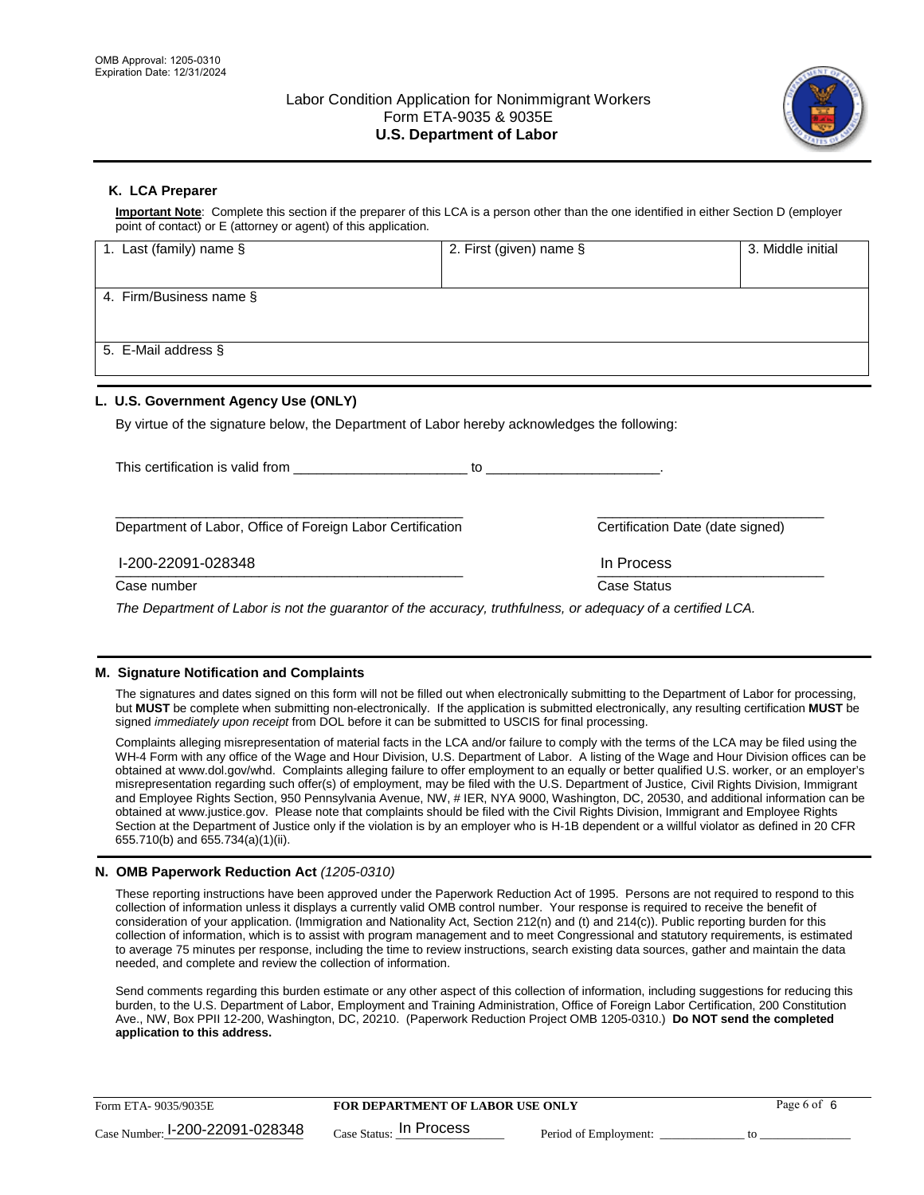OMB Approval: 1205-0310
Expiration Date: 12/31/2024

# Labor Condition Application for Nonimmigrant Workers
Form ETA-9035 & 9035E
**U.S. Department of Labor**

## K. LCA Preparer

**Important Note**: Complete this section if the preparer of this LCA is a person other than the one identified in either Section D (employer point of contact) or E (attorney or agent) of this application.

| 1. Last (family) name § | 2. First (given) name § | 3. Middle initial |
|---|---|---|
| 4. Firm/Business name § | | |
| 5. E-Mail address § | | |

## L. U.S. Government Agency Use (ONLY)

By virtue of the signature below, the Department of Labor hereby acknowledges the following:

This certification is valid from ______________________ to ______________________.

Department of Labor, Office of Foreign Labor Certification

Certification Date (date signed)

I-200-22091-028348
Case number

In Process
Case Status

*The Department of Labor is not the guarantor of the accuracy, truthfulness, or adequacy of a certified LCA.*

## M. Signature Notification and Complaints

The signatures and dates signed on this form will not be filled out when electronically submitting to the Department of Labor for processing, but **MUST** be complete when submitting non-electronically. If the application is submitted electronically, any resulting certification **MUST** be signed *immediately upon receipt* from DOL before it can be submitted to USCIS for final processing.

Complaints alleging misrepresentation of material facts in the LCA and/or failure to comply with the terms of the LCA may be filed using the WH-4 Form with any office of the Wage and Hour Division, U.S. Department of Labor. A listing of the Wage and Hour Division offices can be obtained at www.dol.gov/whd. Complaints alleging failure to offer employment to an equally or better qualified U.S. worker, or an employer's misrepresentation regarding such offer(s) of employment, may be filed with the U.S. Department of Justice, Civil Rights Division, Immigrant and Employee Rights Section, 950 Pennsylvania Avenue, NW, # IER, NYA 9000, Washington, DC, 20530, and additional information can be obtained at www.justice.gov. Please note that complaints should be filed with the Civil Rights Division, Immigrant and Employee Rights Section at the Department of Justice only if the violation is by an employer who is H-1B dependent or a willful violator as defined in 20 CFR 655.710(b) and 655.734(a)(1)(ii).

## N. OMB Paperwork Reduction Act *(1205-0310)*

These reporting instructions have been approved under the Paperwork Reduction Act of 1995. Persons are not required to respond to this collection of information unless it displays a currently valid OMB control number. Your response is required to receive the benefit of consideration of your application. (Immigration and Nationality Act, Section 212(n) and (t) and 214(c)). Public reporting burden for this collection of information, which is to assist with program management and to meet Congressional and statutory requirements, is estimated to average 75 minutes per response, including the time to review instructions, search existing data sources, gather and maintain the data needed, and complete and review the collection of information.

Send comments regarding this burden estimate or any other aspect of this collection of information, including suggestions for reducing this burden, to the U.S. Department of Labor, Employment and Training Administration, Office of Foreign Labor Certification, 200 Constitution Ave., NW, Box PPII 12-200, Washington, DC, 20210. (Paperwork Reduction Project OMB 1205-0310.) **Do NOT send the completed application to this address.**

Form ETA- 9035/9035E | **FOR DEPARTMENT OF LABOR USE ONLY**

Case Number: I-200-22091-028348 | Case Status: In Process | Period of Employment: ______________ to ______________